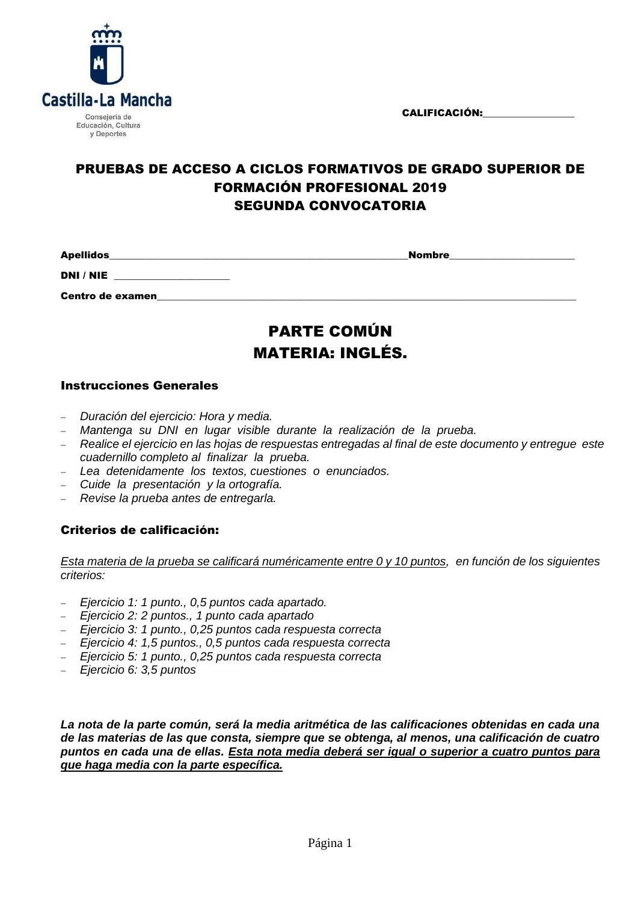Castilla-La Mancha

Consejería de Educación, Cultura y Deportes

**CALIFICACIÓN:**\_\_\_\_\_\_\_\_\_\_\_\_\_\_\_\_\_\_

# PRUEBAS DE ACCESO A CICLOS FORMATIVOS DE GRADO SUPERIOR DE FORMACIÓN PROFESIONAL 2019
## SEGUNDA CONVOCATORIA

**Apellidos**\_\_\_\_\_\_\_\_\_\_\_\_\_\_\_\_\_\_\_\_\_\_\_\_\_\_\_\_\_\_\_\_\_\_\_\_\_\_\_\_\_\_\_\_\_\_\_\_\_\_\_\_\_\_\_\_**Nombre**\_\_\_\_\_\_\_\_\_\_\_\_\_\_\_\_\_\_\_\_\_\_\_\_

**DNI / NIE** \_\_\_\_\_\_\_\_\_\_\_\_\_\_\_\_\_\_\_\_\_\_

**Centro de examen**\_\_\_\_\_\_\_\_\_\_\_\_\_\_\_\_\_\_\_\_\_\_\_\_\_\_\_\_\_\_\_\_\_\_\_\_\_\_\_\_\_\_\_\_\_\_\_\_\_\_\_\_\_\_\_\_\_\_\_\_\_\_\_\_\_\_\_\_\_\_\_\_\_\_\_\_\_\_

# PARTE COMÚN
# MATERIA: INGLÉS.

### Instrucciones Generales

- *Duración del ejercicio: Hora y media.*
- *Mantenga su DNI en lugar visible durante la realización de la prueba.*
- *Realice el ejercicio en las hojas de respuestas entregadas al final de este documento y entregue este cuadernillo completo al finalizar la prueba.*
- *Lea detenidamente los textos, cuestiones o enunciados.*
- *Cuide la presentación y la ortografía.*
- *Revise la prueba antes de entregarla.*

### Criterios de calificación:

*<u>Esta materia de la prueba se calificará numéricamente entre 0 y 10 puntos</u>, en función de los siguientes criterios:*

- *Ejercicio 1: 1 punto., 0,5 puntos cada apartado.*
- *Ejercicio 2: 2 puntos., 1 punto cada apartado*
- *Ejercicio 3: 1 punto., 0,25 puntos cada respuesta correcta*
- *Ejercicio 4: 1,5 puntos., 0,5 puntos cada respuesta correcta*
- *Ejercicio 5: 1 punto., 0,25 puntos cada respuesta correcta*
- *Ejercicio 6: 3,5 puntos*

***La nota de la parte común, será la media aritmética de las calificaciones obtenidas en cada una de las materias de las que consta, siempre que se obtenga, al menos, una calificación de cuatro puntos en cada una de ellas. <u>Esta nota media deberá ser igual o superior a cuatro puntos para que haga media con la parte específica.</u>***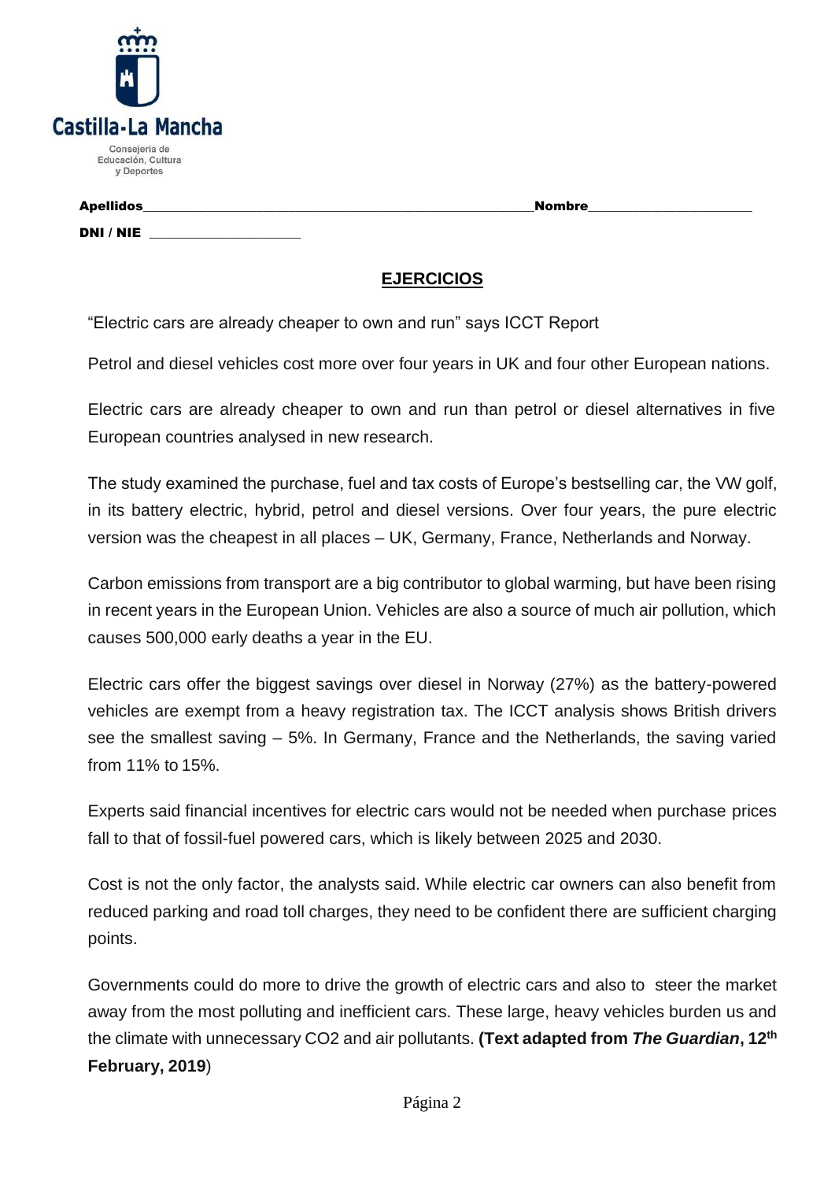Castilla-La Mancha

Consejería de Educación, Cultura y Deportes

**Apellidos**\_\_\_\_\_\_\_\_\_\_\_\_\_\_\_\_\_\_\_\_\_\_\_\_\_\_\_\_\_\_\_\_\_\_\_\_\_\_\_\_\_\_\_\_\_\_\_\_\_\_**Nombre**\_\_\_\_\_\_\_\_\_\_\_\_\_\_\_\_\_\_\_\_\_\_

**DNI / NIE** \_\_\_\_\_\_\_\_\_\_\_\_\_\_\_\_\_\_\_\_

## EJERCICIOS

"Electric cars are already cheaper to own and run" says ICCT Report

Petrol and diesel vehicles cost more over four years in UK and four other European nations.

Electric cars are already cheaper to own and run than petrol or diesel alternatives in five European countries analysed in new research.

The study examined the purchase, fuel and tax costs of Europe's bestselling car, the VW golf, in its battery electric, hybrid, petrol and diesel versions. Over four years, the pure electric version was the cheapest in all places – UK, Germany, France, Netherlands and Norway.

Carbon emissions from transport are a big contributor to global warming, but have been rising in recent years in the European Union. Vehicles are also a source of much air pollution, which causes 500,000 early deaths a year in the EU.

Electric cars offer the biggest savings over diesel in Norway (27%) as the battery-powered vehicles are exempt from a heavy registration tax. The ICCT analysis shows British drivers see the smallest saving – 5%. In Germany, France and the Netherlands, the saving varied from 11% to 15%.

Experts said financial incentives for electric cars would not be needed when purchase prices fall to that of fossil-fuel powered cars, which is likely between 2025 and 2030.

Cost is not the only factor, the analysts said. While electric car owners can also benefit from reduced parking and road toll charges, they need to be confident there are sufficient charging points.

Governments could do more to drive the growth of electric cars and also to steer the market away from the most polluting and inefficient cars. These large, heavy vehicles burden us and the climate with unnecessary $CO_2$ and air pollutants. **(Text adapted from *The Guardian*, 12th February, 2019**)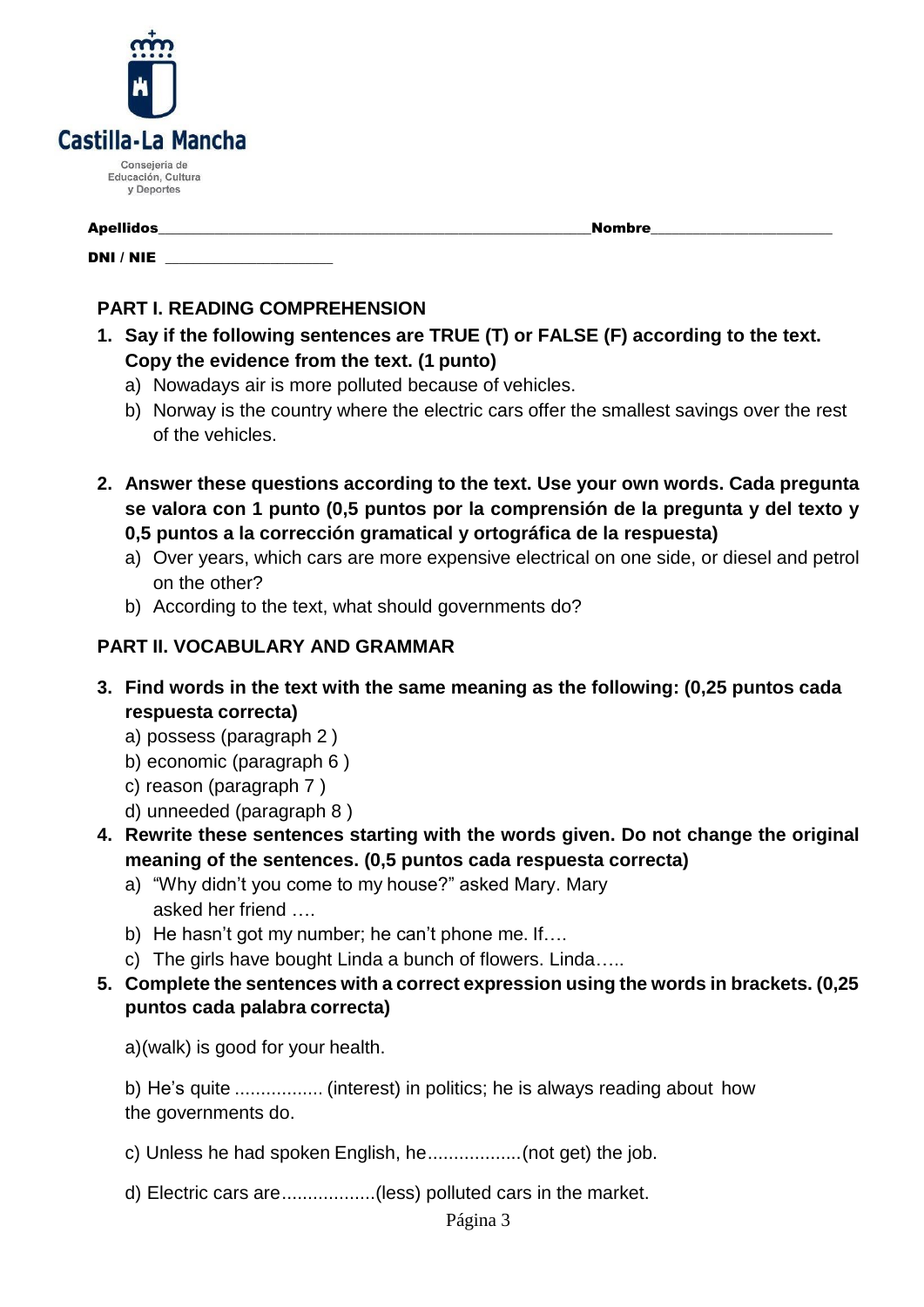Castilla-La Mancha

Consejería de Educación, Cultura y Deportes

**Apellidos**\_\_\_\_\_\_\_\_\_\_\_\_\_\_\_\_\_\_\_\_\_\_\_\_\_\_\_\_\_\_\_\_\_\_\_\_\_\_\_\_\_\_\_\_\_\_\_\_\_\_\_\_**Nombre**\_\_\_\_\_\_\_\_\_\_\_\_\_\_\_\_\_\_\_\_\_\_

**DNI / NIE** \_\_\_\_\_\_\_\_\_\_\_\_\_\_\_\_\_\_\_\_\_

## PART I. READING COMPREHENSION

1. **Say if the following sentences are TRUE (T) or FALSE (F) according to the text. Copy the evidence from the text. (1 punto)**
   a) Nowadays air is more polluted because of vehicles.
   b) Norway is the country where the electric cars offer the smallest savings over the rest of the vehicles.

2. **Answer these questions according to the text. Use your own words. Cada pregunta se valora con 1 punto (0,5 puntos por la comprensión de la pregunta y del texto y 0,5 puntos a la corrección gramatical y ortográfica de la respuesta)**
   a) Over years, which cars are more expensive electrical on one side, or diesel and petrol on the other?
   b) According to the text, what should governments do?

## PART II. VOCABULARY AND GRAMMAR

3. **Find words in the text with the same meaning as the following: (0,25 puntos cada respuesta correcta)**
   a) possess (paragraph 2 )
   b) economic (paragraph 6 )
   c) reason (paragraph 7 )
   d) unneeded (paragraph 8 )

4. **Rewrite these sentences starting with the words given. Do not change the original meaning of the sentences. (0,5 puntos cada respuesta correcta)**
   a) "Why didn't you come to my house?" asked Mary. Mary asked her friend ….
   b) He hasn't got my number; he can't phone me. If….
   c) The girls have bought Linda a bunch of flowers. Linda…..

5. **Complete the sentences with a correct expression using the words in brackets. (0,25 puntos cada palabra correcta)**

   a)(walk) is good for your health.

   b) He's quite ................. (interest) in politics; he is always reading about how the governments do.

   c) Unless he had spoken English, he..................(not get) the job.

   d) Electric cars are..................(less) polluted cars in the market.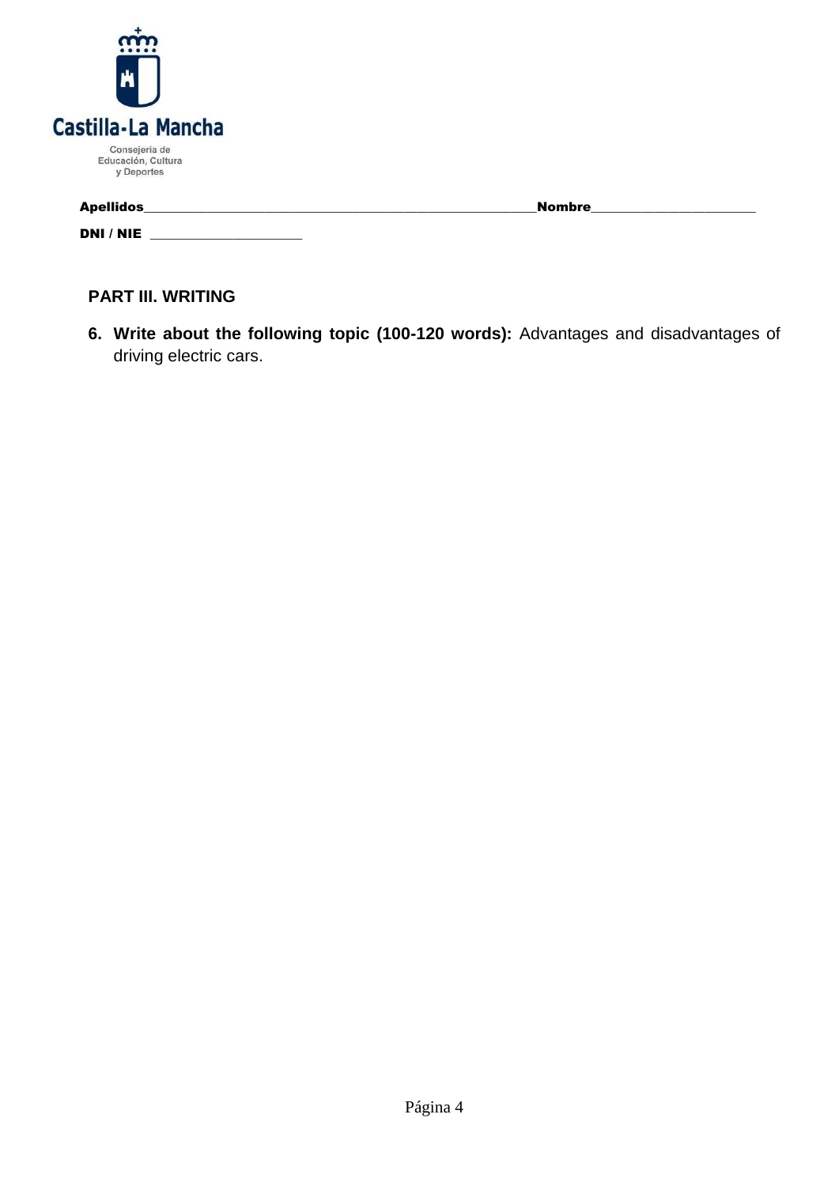Castilla-La Mancha

Consejería de
Educación, Cultura
y Deportes

**Apellidos**\_\_\_\_\_\_\_\_\_\_\_\_\_\_\_\_\_\_\_\_\_\_\_\_\_\_\_\_\_\_\_\_\_\_\_\_\_\_\_\_\_\_\_\_\_\_\_\_\_\_\_\_\_\_**Nombre**\_\_\_\_\_\_\_\_\_\_\_\_\_\_\_\_\_\_\_\_\_\_\_\_

**DNI / NIE** \_\_\_\_\_\_\_\_\_\_\_\_\_\_\_\_\_\_\_\_\_\_

## PART III. WRITING

6. **Write about the following topic (100-120 words):** Advantages and disadvantages of driving electric cars.